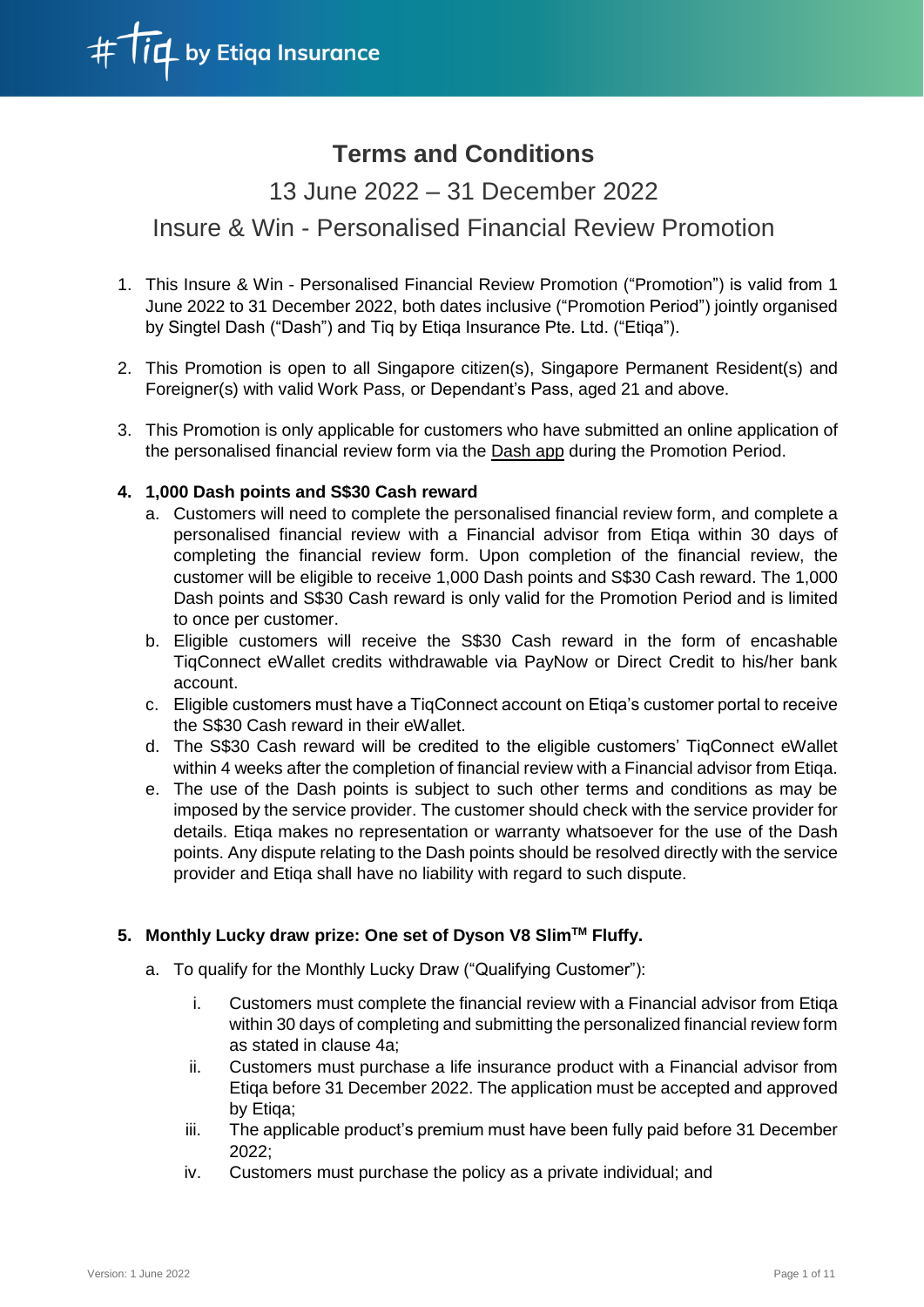# Terms and Conditions

## 13 June 2022 – 31 December 2022

## Insure & Win - Personalised Financial Review Promotion

1. This Insure & Win - Personalised Financial Review Promotion ("Promotion") is valid from 1 June 2022 to 31 December 2022, both dates inclusive ("Promotion Period") jointly organised by Singtel Dash ("Dash") and Tiq by Etiqa Insurance Pte. Ltd. ("Etiqa").

2. This Promotion is open to all Singapore citizen(s), Singapore Permanent Resident(s) and Foreigner(s) with valid Work Pass, or Dependant's Pass, aged 21 and above.

3. This Promotion is only applicable for customers who have submitted an online application of the personalised financial review form via the Dash app during the Promotion Period.

4. **1,000 Dash points and S$30 Cash reward**
   a. Customers will need to complete the personalised financial review form, and complete a personalised financial review with a Financial advisor from Etiqa within 30 days of completing the financial review form. Upon completion of the financial review, the customer will be eligible to receive 1,000 Dash points and S$30 Cash reward. The 1,000 Dash points and S$30 Cash reward is only valid for the Promotion Period and is limited to once per customer.
   b. Eligible customers will receive the S$30 Cash reward in the form of encashable TiqConnect eWallet credits withdrawable via PayNow or Direct Credit to his/her bank account.
   c. Eligible customers must have a TiqConnect account on Etiqa's customer portal to receive the S$30 Cash reward in their eWallet.
   d. The S$30 Cash reward will be credited to the eligible customers' TiqConnect eWallet within 4 weeks after the completion of financial review with a Financial advisor from Etiqa.
   e. The use of the Dash points is subject to such other terms and conditions as may be imposed by the service provider. The customer should check with the service provider for details. Etiqa makes no representation or warranty whatsoever for the use of the Dash points. Any dispute relating to the Dash points should be resolved directly with the service provider and Etiqa shall have no liability with regard to such dispute.

5. **Monthly Lucky draw prize: One set of Dyson V8 Slim™ Fluffy.**
   a. To qualify for the Monthly Lucky Draw ("Qualifying Customer"):
      i. Customers must complete the financial review with a Financial advisor from Etiqa within 30 days of completing and submitting the personalized financial review form as stated in clause 4a;
      ii. Customers must purchase a life insurance product with a Financial advisor from Etiqa before 31 December 2022. The application must be accepted and approved by Etiqa;
      iii. The applicable product's premium must have been fully paid before 31 December 2022;
      iv. Customers must purchase the policy as a private individual; and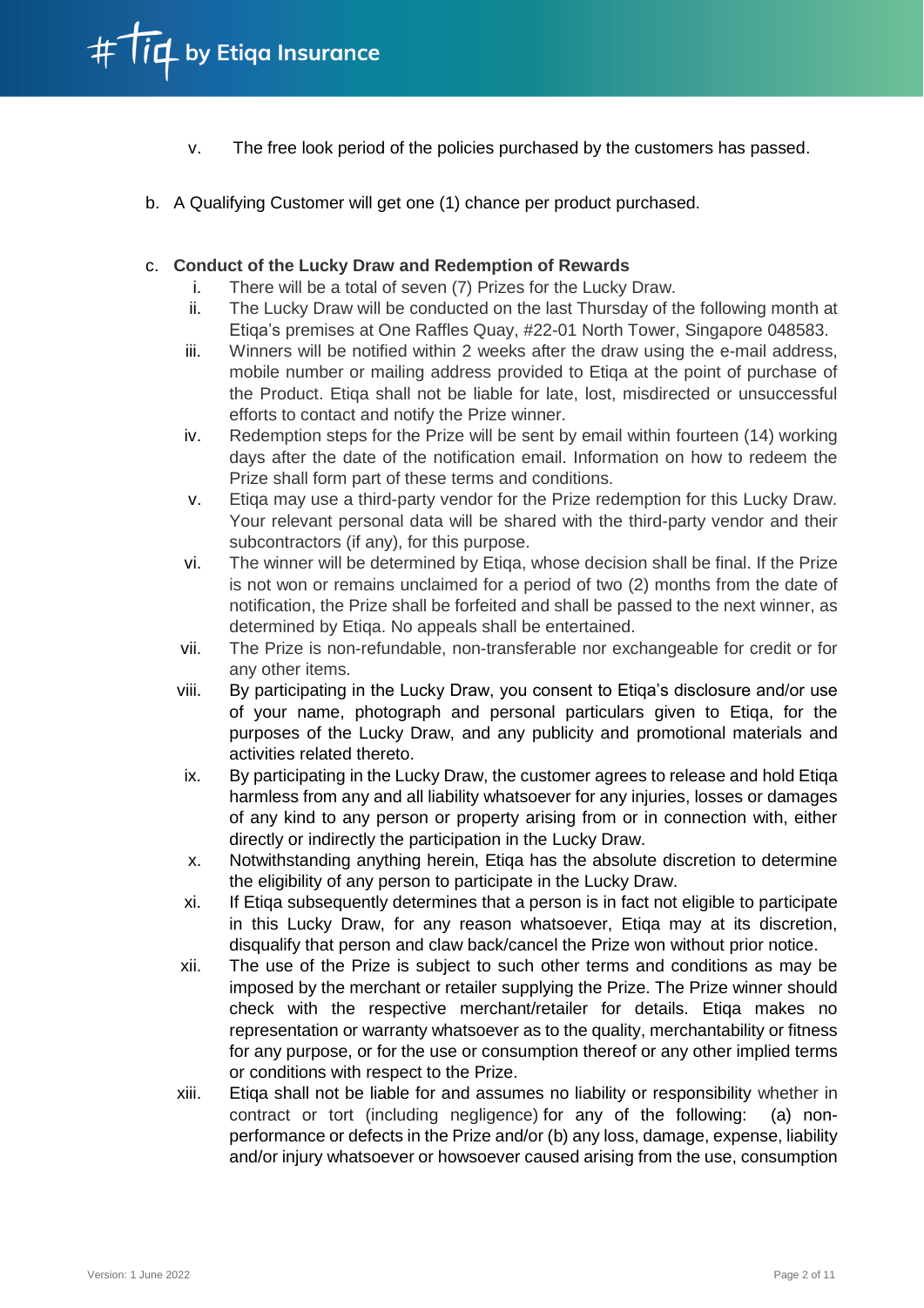v. The free look period of the policies purchased by the customers has passed.

b. A Qualifying Customer will get one (1) chance per product purchased.

c. **Conduct of the Lucky Draw and Redemption of Rewards**

i. There will be a total of seven (7) Prizes for the Lucky Draw.

ii. The Lucky Draw will be conducted on the last Thursday of the following month at Etiqa's premises at One Raffles Quay, #22-01 North Tower, Singapore 048583.

iii. Winners will be notified within 2 weeks after the draw using the e-mail address, mobile number or mailing address provided to Etiqa at the point of purchase of the Product. Etiqa shall not be liable for late, lost, misdirected or unsuccessful efforts to contact and notify the Prize winner.

iv. Redemption steps for the Prize will be sent by email within fourteen (14) working days after the date of the notification email. Information on how to redeem the Prize shall form part of these terms and conditions.

v. Etiqa may use a third-party vendor for the Prize redemption for this Lucky Draw. Your relevant personal data will be shared with the third-party vendor and their subcontractors (if any), for this purpose.

vi. The winner will be determined by Etiqa, whose decision shall be final. If the Prize is not won or remains unclaimed for a period of two (2) months from the date of notification, the Prize shall be forfeited and shall be passed to the next winner, as determined by Etiqa. No appeals shall be entertained.

vii. The Prize is non-refundable, non-transferable nor exchangeable for credit or for any other items.

viii. By participating in the Lucky Draw, you consent to Etiqa's disclosure and/or use of your name, photograph and personal particulars given to Etiqa, for the purposes of the Lucky Draw, and any publicity and promotional materials and activities related thereto.

ix. By participating in the Lucky Draw, the customer agrees to release and hold Etiqa harmless from any and all liability whatsoever for any injuries, losses or damages of any kind to any person or property arising from or in connection with, either directly or indirectly the participation in the Lucky Draw.

x. Notwithstanding anything herein, Etiqa has the absolute discretion to determine the eligibility of any person to participate in the Lucky Draw.

xi. If Etiqa subsequently determines that a person is in fact not eligible to participate in this Lucky Draw, for any reason whatsoever, Etiqa may at its discretion, disqualify that person and claw back/cancel the Prize won without prior notice.

xii. The use of the Prize is subject to such other terms and conditions as may be imposed by the merchant or retailer supplying the Prize. The Prize winner should check with the respective merchant/retailer for details. Etiqa makes no representation or warranty whatsoever as to the quality, merchantability or fitness for any purpose, or for the use or consumption thereof or any other implied terms or conditions with respect to the Prize.

xiii. Etiqa shall not be liable for and assumes no liability or responsibility whether in contract or tort (including negligence) for any of the following: (a) non-performance or defects in the Prize and/or (b) any loss, damage, expense, liability and/or injury whatsoever or howsoever caused arising from the use, consumption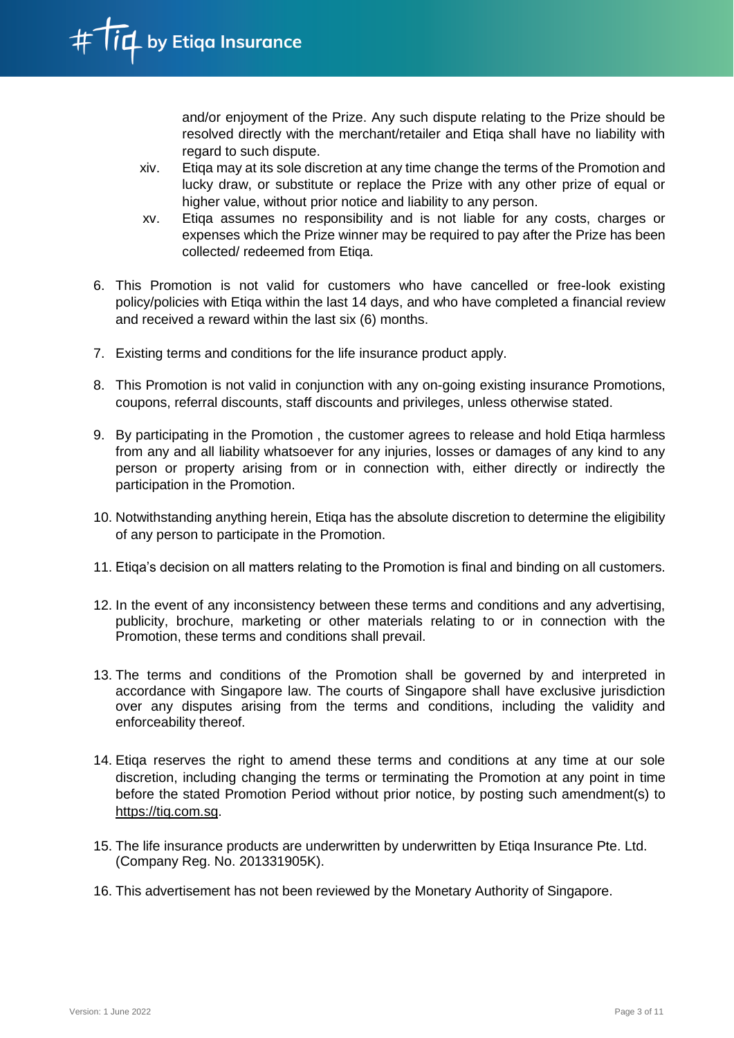and/or enjoyment of the Prize. Any such dispute relating to the Prize should be resolved directly with the merchant/retailer and Etiqa shall have no liability with regard to such dispute.

xiv. Etiqa may at its sole discretion at any time change the terms of the Promotion and lucky draw, or substitute or replace the Prize with any other prize of equal or higher value, without prior notice and liability to any person.

xv. Etiqa assumes no responsibility and is not liable for any costs, charges or expenses which the Prize winner may be required to pay after the Prize has been collected/ redeemed from Etiqa.

6. This Promotion is not valid for customers who have cancelled or free-look existing policy/policies with Etiqa within the last 14 days, and who have completed a financial review and received a reward within the last six (6) months.

7. Existing terms and conditions for the life insurance product apply.

8. This Promotion is not valid in conjunction with any on-going existing insurance Promotions, coupons, referral discounts, staff discounts and privileges, unless otherwise stated.

9. By participating in the Promotion , the customer agrees to release and hold Etiqa harmless from any and all liability whatsoever for any injuries, losses or damages of any kind to any person or property arising from or in connection with, either directly or indirectly the participation in the Promotion.

10. Notwithstanding anything herein, Etiqa has the absolute discretion to determine the eligibility of any person to participate in the Promotion.

11. Etiqa's decision on all matters relating to the Promotion is final and binding on all customers.

12. In the event of any inconsistency between these terms and conditions and any advertising, publicity, brochure, marketing or other materials relating to or in connection with the Promotion, these terms and conditions shall prevail.

13. The terms and conditions of the Promotion shall be governed by and interpreted in accordance with Singapore law. The courts of Singapore shall have exclusive jurisdiction over any disputes arising from the terms and conditions, including the validity and enforceability thereof.

14. Etiqa reserves the right to amend these terms and conditions at any time at our sole discretion, including changing the terms or terminating the Promotion at any point in time before the stated Promotion Period without prior notice, by posting such amendment(s) to https://tiq.com.sg.

15. The life insurance products are underwritten by underwritten by Etiqa Insurance Pte. Ltd. (Company Reg. No. 201331905K).

16. This advertisement has not been reviewed by the Monetary Authority of Singapore.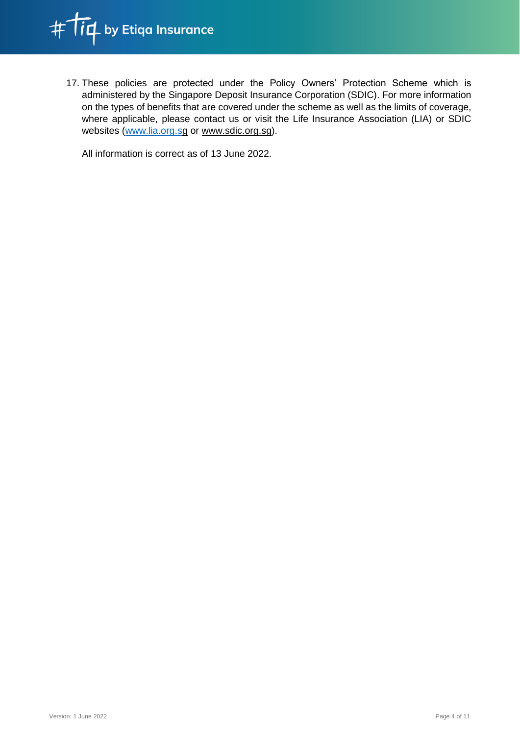17. These policies are protected under the Policy Owners' Protection Scheme which is administered by the Singapore Deposit Insurance Corporation (SDIC). For more information on the types of benefits that are covered under the scheme as well as the limits of coverage, where applicable, please contact us or visit the Life Insurance Association (LIA) or SDIC websites (www.lia.org.sg or www.sdic.org.sg).

    All information is correct as of 13 June 2022.